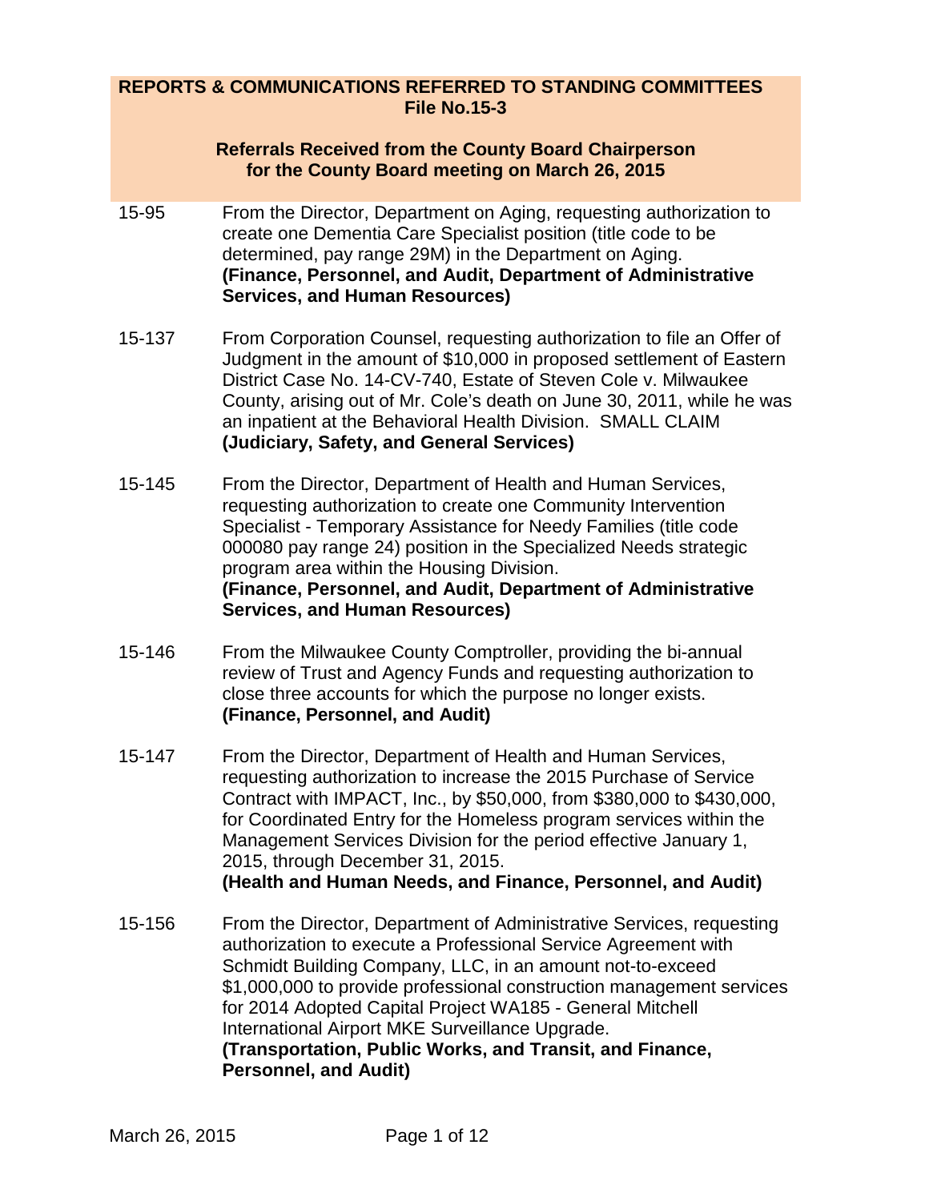**REPORTS & COMMUNICATIONS REFERRED TO STANDING COMMITTEES**
**File No.15-3**

**Referrals Received from the County Board Chairperson for the County Board meeting on March 26, 2015**

15-95 From the Director, Department on Aging, requesting authorization to create one Dementia Care Specialist position (title code to be determined, pay range 29M) in the Department on Aging.
**(Finance, Personnel, and Audit, Department of Administrative Services, and Human Resources)**

15-137 From Corporation Counsel, requesting authorization to file an Offer of Judgment in the amount of $10,000 in proposed settlement of Eastern District Case No. 14-CV-740, Estate of Steven Cole v. Milwaukee County, arising out of Mr. Cole's death on June 30, 2011, while he was an inpatient at the Behavioral Health Division. SMALL CLAIM
**(Judiciary, Safety, and General Services)**

15-145 From the Director, Department of Health and Human Services, requesting authorization to create one Community Intervention Specialist - Temporary Assistance for Needy Families (title code 000080 pay range 24) position in the Specialized Needs strategic program area within the Housing Division.
**(Finance, Personnel, and Audit, Department of Administrative Services, and Human Resources)**

15-146 From the Milwaukee County Comptroller, providing the bi-annual review of Trust and Agency Funds and requesting authorization to close three accounts for which the purpose no longer exists.
**(Finance, Personnel, and Audit)**

15-147 From the Director, Department of Health and Human Services, requesting authorization to increase the 2015 Purchase of Service Contract with IMPACT, Inc., by $50,000, from $380,000 to $430,000, for Coordinated Entry for the Homeless program services within the Management Services Division for the period effective January 1, 2015, through December 31, 2015.
**(Health and Human Needs, and Finance, Personnel, and Audit)**

15-156 From the Director, Department of Administrative Services, requesting authorization to execute a Professional Service Agreement with Schmidt Building Company, LLC, in an amount not-to-exceed $1,000,000 to provide professional construction management services for 2014 Adopted Capital Project WA185 - General Mitchell International Airport MKE Surveillance Upgrade.
**(Transportation, Public Works, and Transit, and Finance, Personnel, and Audit)**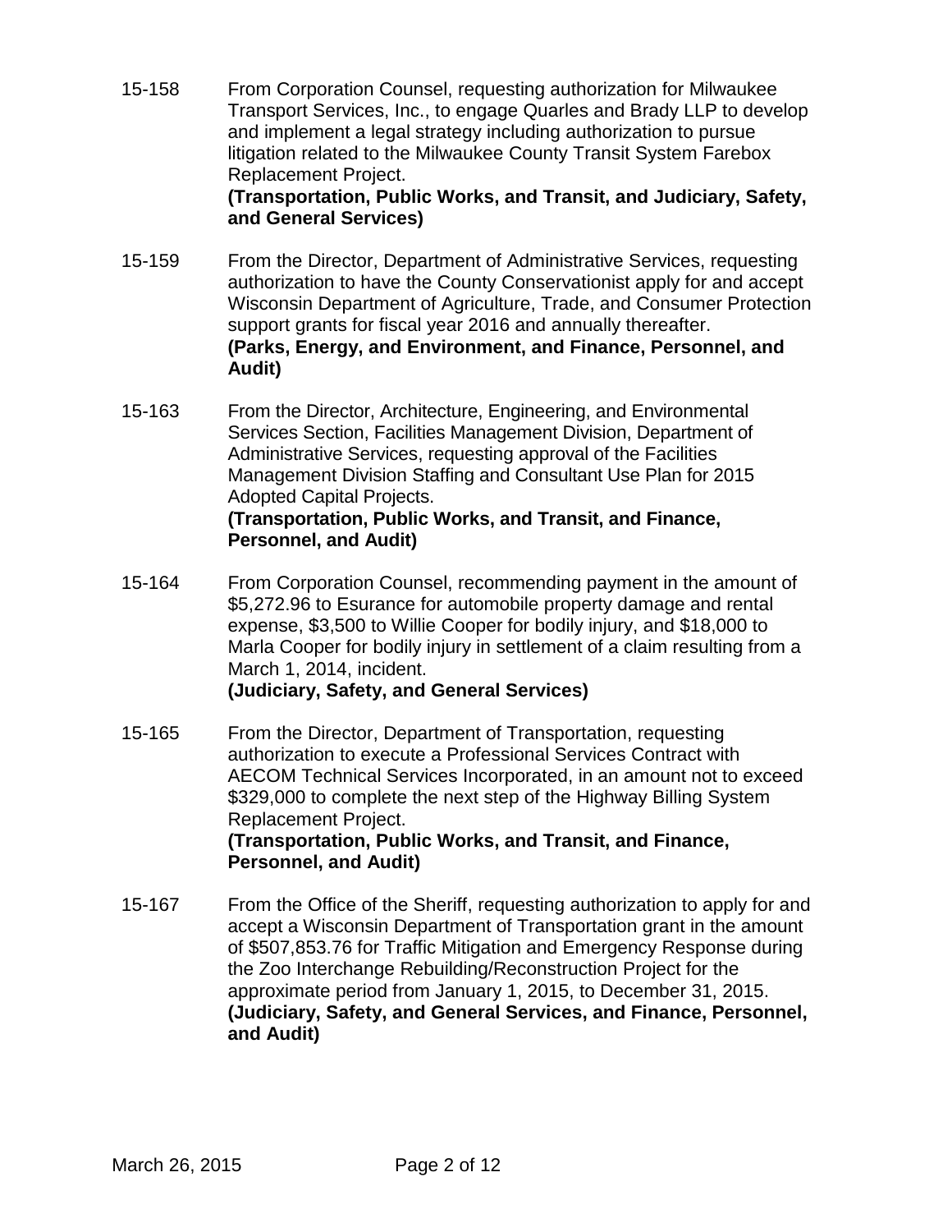15-158 From Corporation Counsel, requesting authorization for Milwaukee Transport Services, Inc., to engage Quarles and Brady LLP to develop and implement a legal strategy including authorization to pursue litigation related to the Milwaukee County Transit System Farebox Replacement Project.
**(Transportation, Public Works, and Transit, and Judiciary, Safety, and General Services)**

15-159 From the Director, Department of Administrative Services, requesting authorization to have the County Conservationist apply for and accept Wisconsin Department of Agriculture, Trade, and Consumer Protection support grants for fiscal year 2016 and annually thereafter.
**(Parks, Energy, and Environment, and Finance, Personnel, and Audit)**

15-163 From the Director, Architecture, Engineering, and Environmental Services Section, Facilities Management Division, Department of Administrative Services, requesting approval of the Facilities Management Division Staffing and Consultant Use Plan for 2015 Adopted Capital Projects.
**(Transportation, Public Works, and Transit, and Finance, Personnel, and Audit)**

15-164 From Corporation Counsel, recommending payment in the amount of $5,272.96 to Esurance for automobile property damage and rental expense, $3,500 to Willie Cooper for bodily injury, and $18,000 to Marla Cooper for bodily injury in settlement of a claim resulting from a March 1, 2014, incident.
**(Judiciary, Safety, and General Services)**

15-165 From the Director, Department of Transportation, requesting authorization to execute a Professional Services Contract with AECOM Technical Services Incorporated, in an amount not to exceed $329,000 to complete the next step of the Highway Billing System Replacement Project.
**(Transportation, Public Works, and Transit, and Finance, Personnel, and Audit)**

15-167 From the Office of the Sheriff, requesting authorization to apply for and accept a Wisconsin Department of Transportation grant in the amount of $507,853.76 for Traffic Mitigation and Emergency Response during the Zoo Interchange Rebuilding/Reconstruction Project for the approximate period from January 1, 2015, to December 31, 2015.
**(Judiciary, Safety, and General Services, and Finance, Personnel, and Audit)**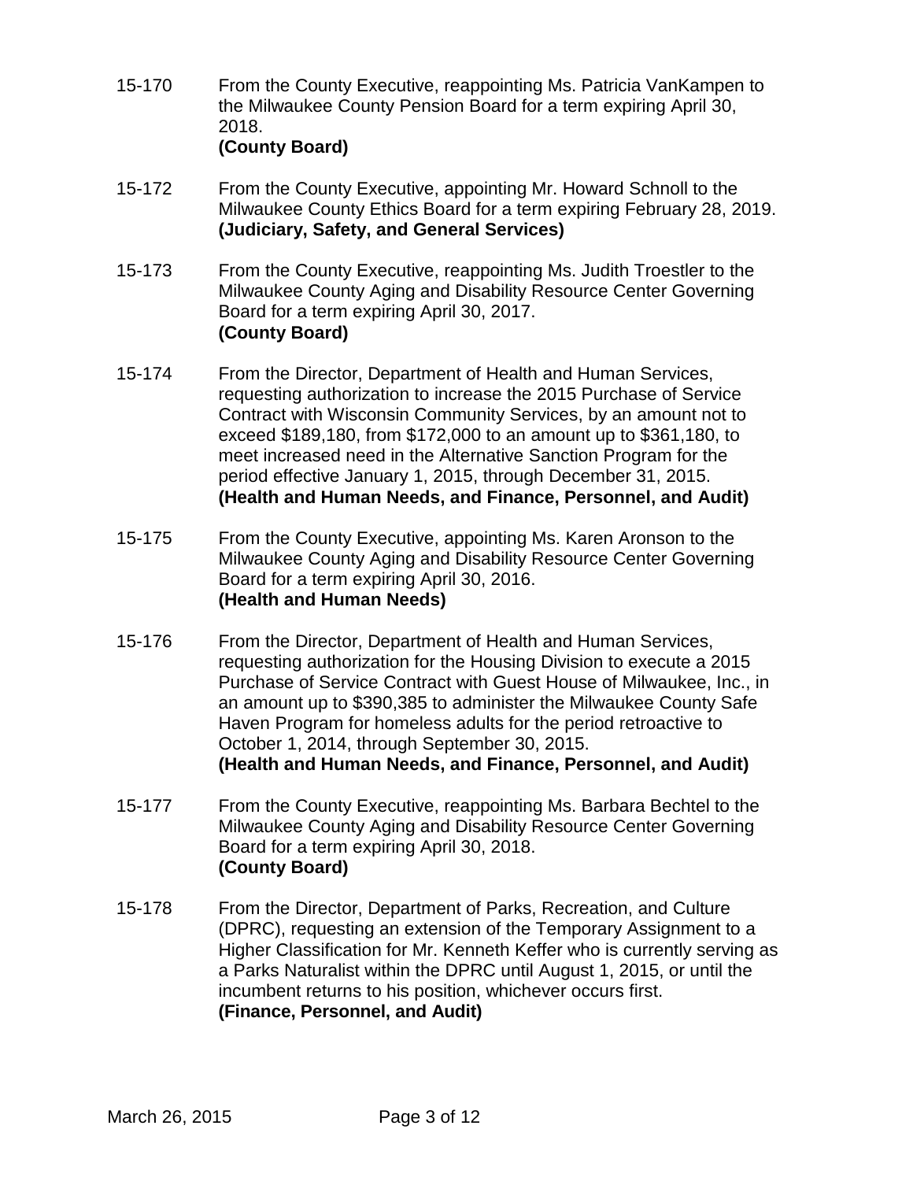15-170 From the County Executive, reappointing Ms. Patricia VanKampen to the Milwaukee County Pension Board for a term expiring April 30, 2018.
**(County Board)**

15-172 From the County Executive, appointing Mr. Howard Schnoll to the Milwaukee County Ethics Board for a term expiring February 28, 2019.
**(Judiciary, Safety, and General Services)**

15-173 From the County Executive, reappointing Ms. Judith Troestler to the Milwaukee County Aging and Disability Resource Center Governing Board for a term expiring April 30, 2017.
**(County Board)**

15-174 From the Director, Department of Health and Human Services, requesting authorization to increase the 2015 Purchase of Service Contract with Wisconsin Community Services, by an amount not to exceed $189,180, from $172,000 to an amount up to $361,180, to meet increased need in the Alternative Sanction Program for the period effective January 1, 2015, through December 31, 2015.
**(Health and Human Needs, and Finance, Personnel, and Audit)**

15-175 From the County Executive, appointing Ms. Karen Aronson to the Milwaukee County Aging and Disability Resource Center Governing Board for a term expiring April 30, 2016.
**(Health and Human Needs)**

15-176 From the Director, Department of Health and Human Services, requesting authorization for the Housing Division to execute a 2015 Purchase of Service Contract with Guest House of Milwaukee, Inc., in an amount up to $390,385 to administer the Milwaukee County Safe Haven Program for homeless adults for the period retroactive to October 1, 2014, through September 30, 2015.
**(Health and Human Needs, and Finance, Personnel, and Audit)**

15-177 From the County Executive, reappointing Ms. Barbara Bechtel to the Milwaukee County Aging and Disability Resource Center Governing Board for a term expiring April 30, 2018.
**(County Board)**

15-178 From the Director, Department of Parks, Recreation, and Culture (DPRC), requesting an extension of the Temporary Assignment to a Higher Classification for Mr. Kenneth Keffer who is currently serving as a Parks Naturalist within the DPRC until August 1, 2015, or until the incumbent returns to his position, whichever occurs first.
**(Finance, Personnel, and Audit)**

March 26, 2015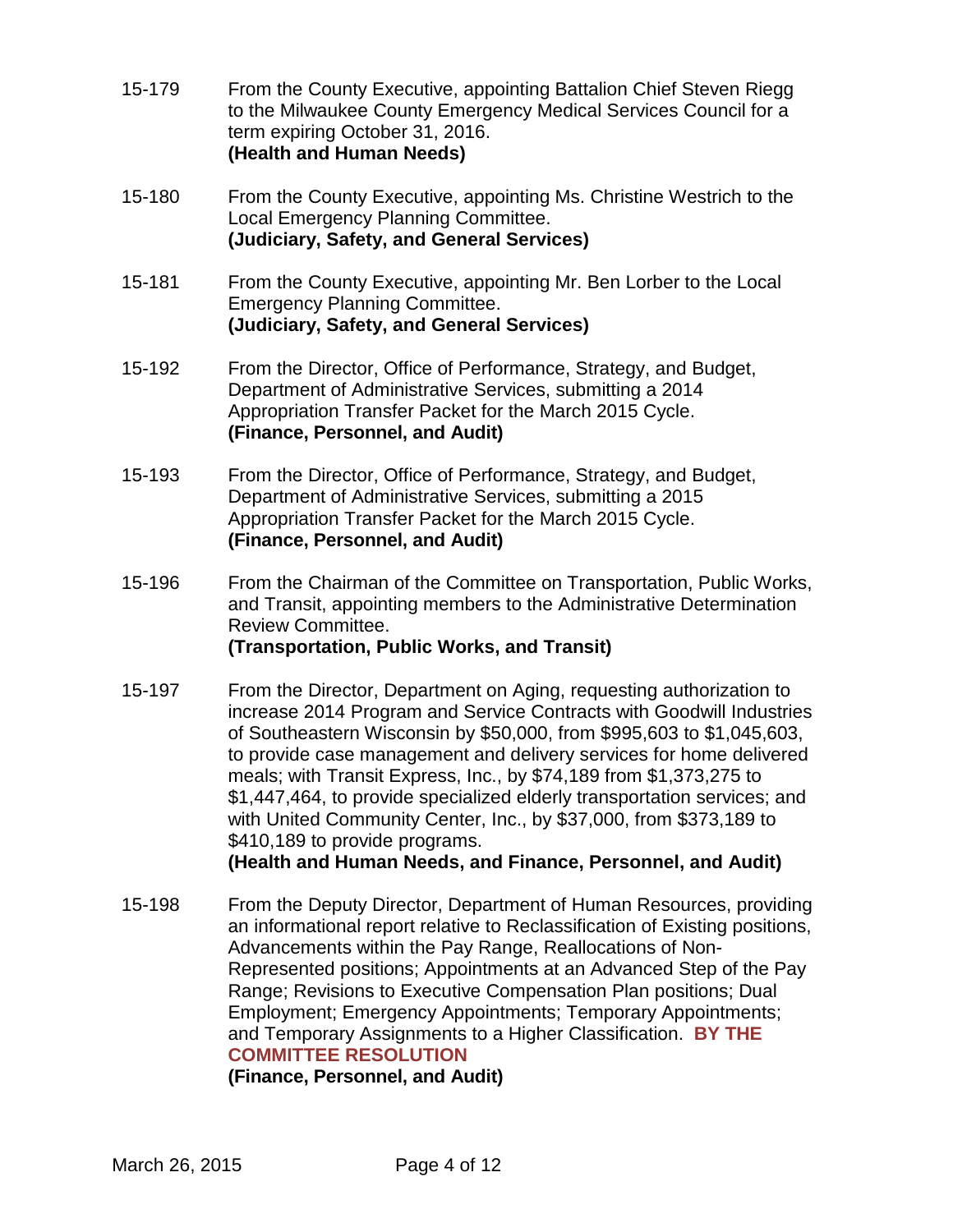15-179 From the County Executive, appointing Battalion Chief Steven Riegg to the Milwaukee County Emergency Medical Services Council for a term expiring October 31, 2016.
**(Health and Human Needs)**

15-180 From the County Executive, appointing Ms. Christine Westrich to the Local Emergency Planning Committee.
**(Judiciary, Safety, and General Services)**

15-181 From the County Executive, appointing Mr. Ben Lorber to the Local Emergency Planning Committee.
**(Judiciary, Safety, and General Services)**

15-192 From the Director, Office of Performance, Strategy, and Budget, Department of Administrative Services, submitting a 2014 Appropriation Transfer Packet for the March 2015 Cycle.
**(Finance, Personnel, and Audit)**

15-193 From the Director, Office of Performance, Strategy, and Budget, Department of Administrative Services, submitting a 2015 Appropriation Transfer Packet for the March 2015 Cycle.
**(Finance, Personnel, and Audit)**

15-196 From the Chairman of the Committee on Transportation, Public Works, and Transit, appointing members to the Administrative Determination Review Committee.
**(Transportation, Public Works, and Transit)**

15-197 From the Director, Department on Aging, requesting authorization to increase 2014 Program and Service Contracts with Goodwill Industries of Southeastern Wisconsin by $50,000, from $995,603 to $1,045,603, to provide case management and delivery services for home delivered meals; with Transit Express, Inc., by $74,189 from $1,373,275 to $1,447,464, to provide specialized elderly transportation services; and with United Community Center, Inc., by $37,000, from $373,189 to $410,189 to provide programs.
**(Health and Human Needs, and Finance, Personnel, and Audit)**

15-198 From the Deputy Director, Department of Human Resources, providing an informational report relative to Reclassification of Existing positions, Advancements within the Pay Range, Reallocations of Non-Represented positions; Appointments at an Advanced Step of the Pay Range; Revisions to Executive Compensation Plan positions; Dual Employment; Emergency Appointments; Temporary Appointments; and Temporary Assignments to a Higher Classification. **BY THE COMMITTEE RESOLUTION**
**(Finance, Personnel, and Audit)**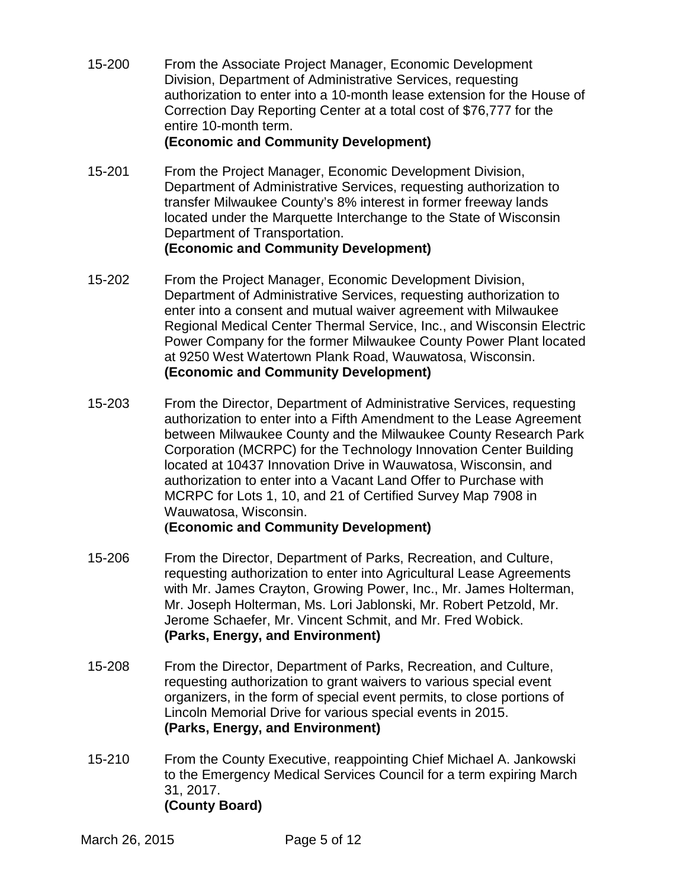15-200 From the Associate Project Manager, Economic Development Division, Department of Administrative Services, requesting authorization to enter into a 10-month lease extension for the House of Correction Day Reporting Center at a total cost of $76,777 for the entire 10-month term.
**(Economic and Community Development)**

15-201 From the Project Manager, Economic Development Division, Department of Administrative Services, requesting authorization to transfer Milwaukee County's 8% interest in former freeway lands located under the Marquette Interchange to the State of Wisconsin Department of Transportation.
**(Economic and Community Development)**

15-202 From the Project Manager, Economic Development Division, Department of Administrative Services, requesting authorization to enter into a consent and mutual waiver agreement with Milwaukee Regional Medical Center Thermal Service, Inc., and Wisconsin Electric Power Company for the former Milwaukee County Power Plant located at 9250 West Watertown Plank Road, Wauwatosa, Wisconsin.
**(Economic and Community Development)**

15-203 From the Director, Department of Administrative Services, requesting authorization to enter into a Fifth Amendment to the Lease Agreement between Milwaukee County and the Milwaukee County Research Park Corporation (MCRPC) for the Technology Innovation Center Building located at 10437 Innovation Drive in Wauwatosa, Wisconsin, and authorization to enter into a Vacant Land Offer to Purchase with MCRPC for Lots 1, 10, and 21 of Certified Survey Map 7908 in Wauwatosa, Wisconsin.
**(Economic and Community Development)**

15-206 From the Director, Department of Parks, Recreation, and Culture, requesting authorization to enter into Agricultural Lease Agreements with Mr. James Crayton, Growing Power, Inc., Mr. James Holterman, Mr. Joseph Holterman, Ms. Lori Jablonski, Mr. Robert Petzold, Mr. Jerome Schaefer, Mr. Vincent Schmit, and Mr. Fred Wobick.
**(Parks, Energy, and Environment)**

15-208 From the Director, Department of Parks, Recreation, and Culture, requesting authorization to grant waivers to various special event organizers, in the form of special event permits, to close portions of Lincoln Memorial Drive for various special events in 2015.
**(Parks, Energy, and Environment)**

15-210 From the County Executive, reappointing Chief Michael A. Jankowski to the Emergency Medical Services Council for a term expiring March 31, 2017.
**(County Board)**

March 26, 2015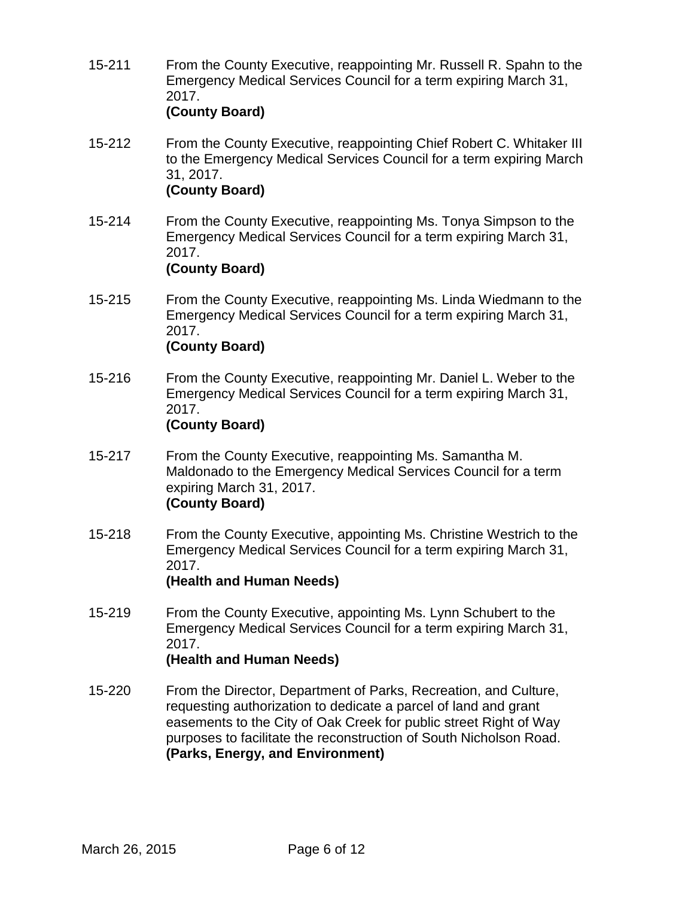15-211 From the County Executive, reappointing Mr. Russell R. Spahn to the Emergency Medical Services Council for a term expiring March 31, 2017.
**(County Board)**

15-212 From the County Executive, reappointing Chief Robert C. Whitaker III to the Emergency Medical Services Council for a term expiring March 31, 2017.
**(County Board)**

15-214 From the County Executive, reappointing Ms. Tonya Simpson to the Emergency Medical Services Council for a term expiring March 31, 2017.
**(County Board)**

15-215 From the County Executive, reappointing Ms. Linda Wiedmann to the Emergency Medical Services Council for a term expiring March 31, 2017.
**(County Board)**

15-216 From the County Executive, reappointing Mr. Daniel L. Weber to the Emergency Medical Services Council for a term expiring March 31, 2017.
**(County Board)**

15-217 From the County Executive, reappointing Ms. Samantha M. Maldonado to the Emergency Medical Services Council for a term expiring March 31, 2017.
**(County Board)**

15-218 From the County Executive, appointing Ms. Christine Westrich to the Emergency Medical Services Council for a term expiring March 31, 2017.
**(Health and Human Needs)**

15-219 From the County Executive, appointing Ms. Lynn Schubert to the Emergency Medical Services Council for a term expiring March 31, 2017.
**(Health and Human Needs)**

15-220 From the Director, Department of Parks, Recreation, and Culture, requesting authorization to dedicate a parcel of land and grant easements to the City of Oak Creek for public street Right of Way purposes to facilitate the reconstruction of South Nicholson Road.
**(Parks, Energy, and Environment)**

March 26, 2015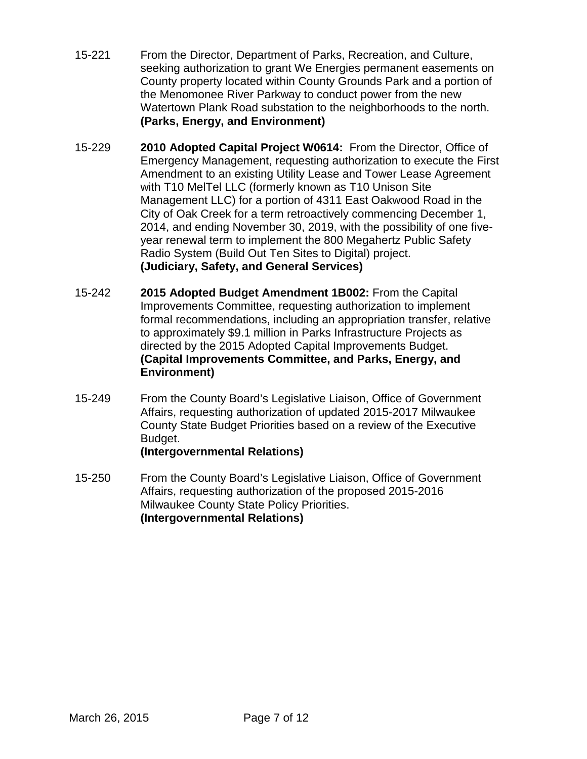15-221 From the Director, Department of Parks, Recreation, and Culture, seeking authorization to grant We Energies permanent easements on County property located within County Grounds Park and a portion of the Menomonee River Parkway to conduct power from the new Watertown Plank Road substation to the neighborhoods to the north.
**(Parks, Energy, and Environment)**

15-229 **2010 Adopted Capital Project W0614:** From the Director, Office of Emergency Management, requesting authorization to execute the First Amendment to an existing Utility Lease and Tower Lease Agreement with T10 MelTel LLC (formerly known as T10 Unison Site Management LLC) for a portion of 4311 East Oakwood Road in the City of Oak Creek for a term retroactively commencing December 1, 2014, and ending November 30, 2019, with the possibility of one five-year renewal term to implement the 800 Megahertz Public Safety Radio System (Build Out Ten Sites to Digital) project.
**(Judiciary, Safety, and General Services)**

15-242 **2015 Adopted Budget Amendment 1B002:** From the Capital Improvements Committee, requesting authorization to implement formal recommendations, including an appropriation transfer, relative to approximately $9.1 million in Parks Infrastructure Projects as directed by the 2015 Adopted Capital Improvements Budget.
**(Capital Improvements Committee, and Parks, Energy, and Environment)**

15-249 From the County Board's Legislative Liaison, Office of Government Affairs, requesting authorization of updated 2015-2017 Milwaukee County State Budget Priorities based on a review of the Executive Budget.
**(Intergovernmental Relations)**

15-250 From the County Board's Legislative Liaison, Office of Government Affairs, requesting authorization of the proposed 2015-2016 Milwaukee County State Policy Priorities.
**(Intergovernmental Relations)**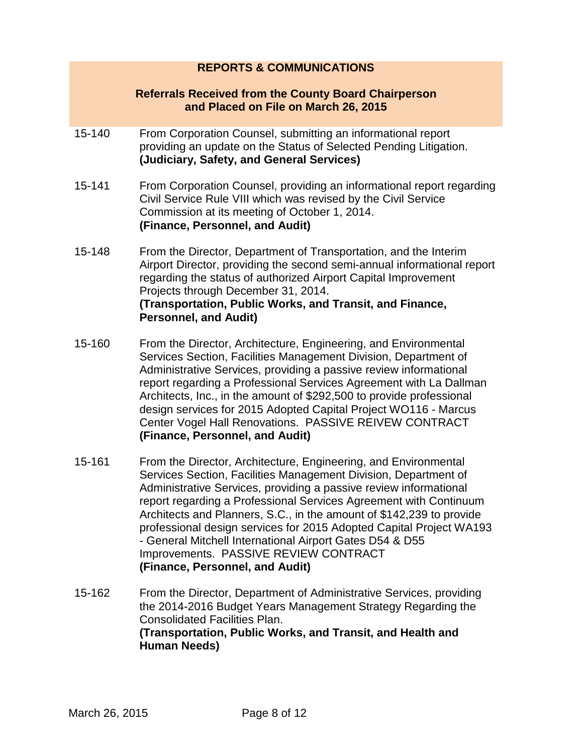## REPORTS & COMMUNICATIONS

### Referrals Received from the County Board Chairperson and Placed on File on March 26, 2015

15-140 From Corporation Counsel, submitting an informational report providing an update on the Status of Selected Pending Litigation. **(Judiciary, Safety, and General Services)**

15-141 From Corporation Counsel, providing an informational report regarding Civil Service Rule VIII which was revised by the Civil Service Commission at its meeting of October 1, 2014. **(Finance, Personnel, and Audit)**

15-148 From the Director, Department of Transportation, and the Interim Airport Director, providing the second semi-annual informational report regarding the status of authorized Airport Capital Improvement Projects through December 31, 2014. **(Transportation, Public Works, and Transit, and Finance, Personnel, and Audit)**

15-160 From the Director, Architecture, Engineering, and Environmental Services Section, Facilities Management Division, Department of Administrative Services, providing a passive review informational report regarding a Professional Services Agreement with La Dallman Architects, Inc., in the amount of $292,500 to provide professional design services for 2015 Adopted Capital Project WO116 - Marcus Center Vogel Hall Renovations. PASSIVE REIVEW CONTRACT **(Finance, Personnel, and Audit)**

15-161 From the Director, Architecture, Engineering, and Environmental Services Section, Facilities Management Division, Department of Administrative Services, providing a passive review informational report regarding a Professional Services Agreement with Continuum Architects and Planners, S.C., in the amount of $142,239 to provide professional design services for 2015 Adopted Capital Project WA193 - General Mitchell International Airport Gates D54 & D55 Improvements. PASSIVE REVIEW CONTRACT **(Finance, Personnel, and Audit)**

15-162 From the Director, Department of Administrative Services, providing the 2014-2016 Budget Years Management Strategy Regarding the Consolidated Facilities Plan. **(Transportation, Public Works, and Transit, and Health and Human Needs)**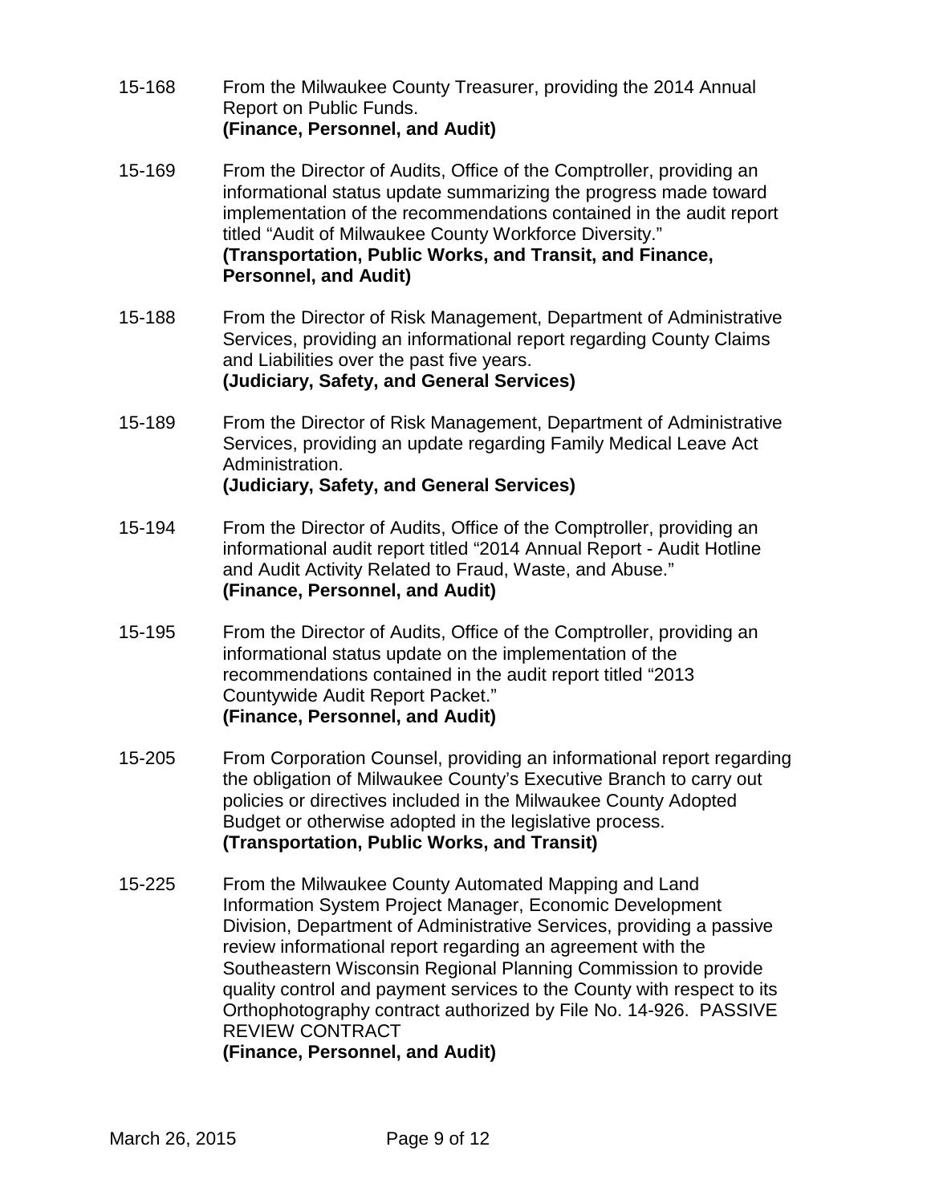15-168 From the Milwaukee County Treasurer, providing the 2014 Annual Report on Public Funds.
**(Finance, Personnel, and Audit)**

15-169 From the Director of Audits, Office of the Comptroller, providing an informational status update summarizing the progress made toward implementation of the recommendations contained in the audit report titled "Audit of Milwaukee County Workforce Diversity."
**(Transportation, Public Works, and Transit, and Finance, Personnel, and Audit)**

15-188 From the Director of Risk Management, Department of Administrative Services, providing an informational report regarding County Claims and Liabilities over the past five years.
**(Judiciary, Safety, and General Services)**

15-189 From the Director of Risk Management, Department of Administrative Services, providing an update regarding Family Medical Leave Act Administration.
**(Judiciary, Safety, and General Services)**

15-194 From the Director of Audits, Office of the Comptroller, providing an informational audit report titled "2014 Annual Report - Audit Hotline and Audit Activity Related to Fraud, Waste, and Abuse."
**(Finance, Personnel, and Audit)**

15-195 From the Director of Audits, Office of the Comptroller, providing an informational status update on the implementation of the recommendations contained in the audit report titled "2013 Countywide Audit Report Packet."
**(Finance, Personnel, and Audit)**

15-205 From Corporation Counsel, providing an informational report regarding the obligation of Milwaukee County's Executive Branch to carry out policies or directives included in the Milwaukee County Adopted Budget or otherwise adopted in the legislative process.
**(Transportation, Public Works, and Transit)**

15-225 From the Milwaukee County Automated Mapping and Land Information System Project Manager, Economic Development Division, Department of Administrative Services, providing a passive review informational report regarding an agreement with the Southeastern Wisconsin Regional Planning Commission to provide quality control and payment services to the County with respect to its Orthophotography contract authorized by File No. 14-926. PASSIVE REVIEW CONTRACT
**(Finance, Personnel, and Audit)**

March 26, 2015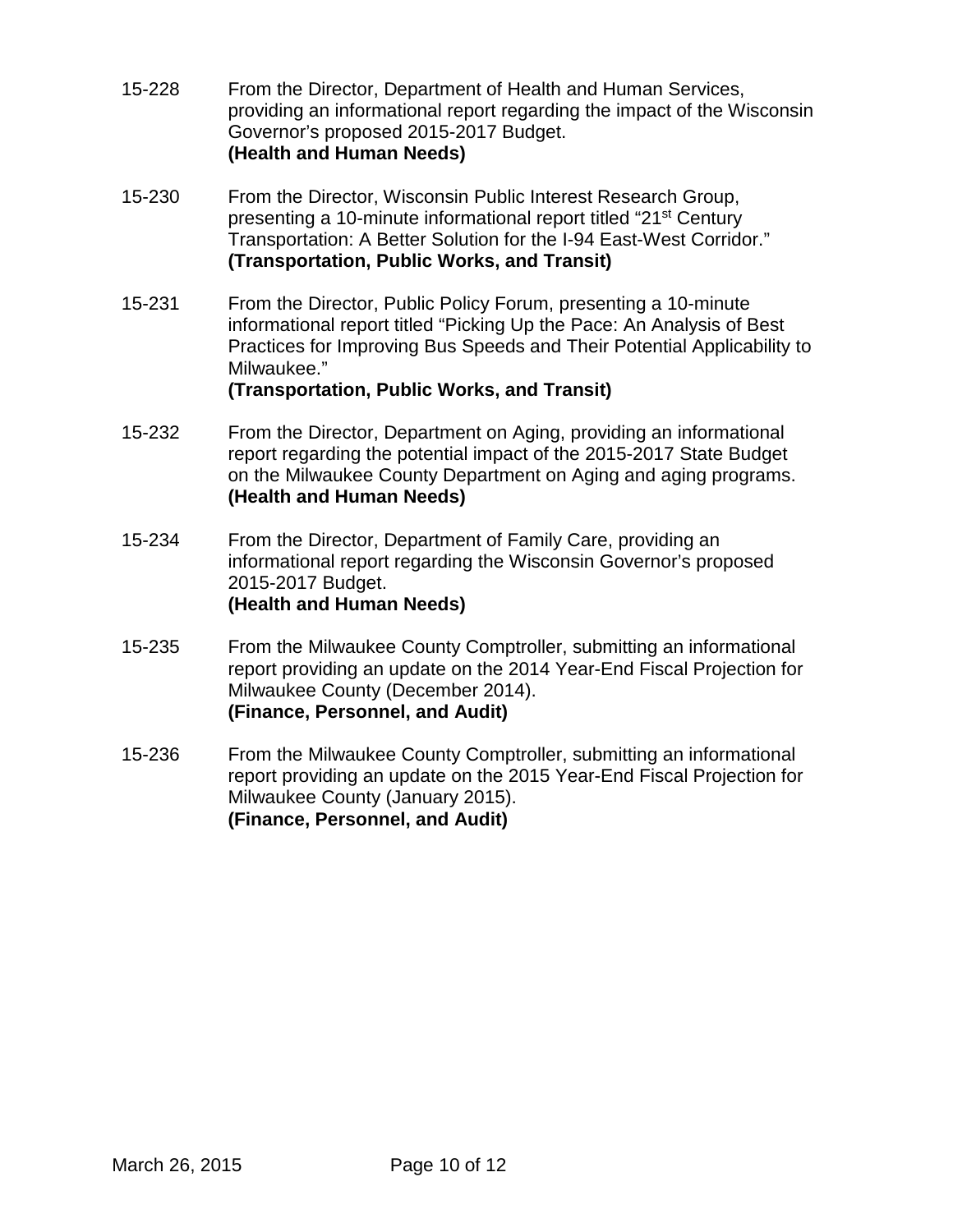15-228 From the Director, Department of Health and Human Services, providing an informational report regarding the impact of the Wisconsin Governor's proposed 2015-2017 Budget.
**(Health and Human Needs)**

15-230 From the Director, Wisconsin Public Interest Research Group, presenting a 10-minute informational report titled "21st Century Transportation: A Better Solution for the I-94 East-West Corridor."
**(Transportation, Public Works, and Transit)**

15-231 From the Director, Public Policy Forum, presenting a 10-minute informational report titled "Picking Up the Pace: An Analysis of Best Practices for Improving Bus Speeds and Their Potential Applicability to Milwaukee."
**(Transportation, Public Works, and Transit)**

15-232 From the Director, Department on Aging, providing an informational report regarding the potential impact of the 2015-2017 State Budget on the Milwaukee County Department on Aging and aging programs.
**(Health and Human Needs)**

15-234 From the Director, Department of Family Care, providing an informational report regarding the Wisconsin Governor's proposed 2015-2017 Budget.
**(Health and Human Needs)**

15-235 From the Milwaukee County Comptroller, submitting an informational report providing an update on the 2014 Year-End Fiscal Projection for Milwaukee County (December 2014).
**(Finance, Personnel, and Audit)**

15-236 From the Milwaukee County Comptroller, submitting an informational report providing an update on the 2015 Year-End Fiscal Projection for Milwaukee County (January 2015).
**(Finance, Personnel, and Audit)**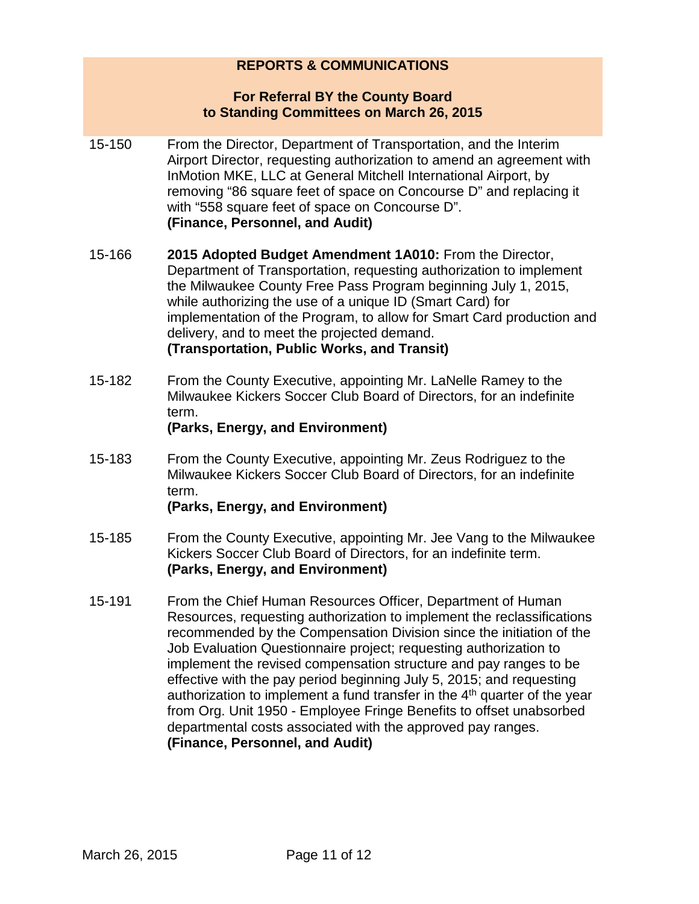## REPORTS & COMMUNICATIONS

### For Referral BY the County Board to Standing Committees on March 26, 2015

15-150 From the Director, Department of Transportation, and the Interim Airport Director, requesting authorization to amend an agreement with InMotion MKE, LLC at General Mitchell International Airport, by removing "86 square feet of space on Concourse D" and replacing it with "558 square feet of space on Concourse D".
**(Finance, Personnel, and Audit)**

15-166 **2015 Adopted Budget Amendment 1A010:** From the Director, Department of Transportation, requesting authorization to implement the Milwaukee County Free Pass Program beginning July 1, 2015, while authorizing the use of a unique ID (Smart Card) for implementation of the Program, to allow for Smart Card production and delivery, and to meet the projected demand.
**(Transportation, Public Works, and Transit)**

15-182 From the County Executive, appointing Mr. LaNelle Ramey to the Milwaukee Kickers Soccer Club Board of Directors, for an indefinite term.
**(Parks, Energy, and Environment)**

15-183 From the County Executive, appointing Mr. Zeus Rodriguez to the Milwaukee Kickers Soccer Club Board of Directors, for an indefinite term.
**(Parks, Energy, and Environment)**

15-185 From the County Executive, appointing Mr. Jee Vang to the Milwaukee Kickers Soccer Club Board of Directors, for an indefinite term.
**(Parks, Energy, and Environment)**

15-191 From the Chief Human Resources Officer, Department of Human Resources, requesting authorization to implement the reclassifications recommended by the Compensation Division since the initiation of the Job Evaluation Questionnaire project; requesting authorization to implement the revised compensation structure and pay ranges to be effective with the pay period beginning July 5, 2015; and requesting authorization to implement a fund transfer in the 4th quarter of the year from Org. Unit 1950 - Employee Fringe Benefits to offset unabsorbed departmental costs associated with the approved pay ranges.
**(Finance, Personnel, and Audit)**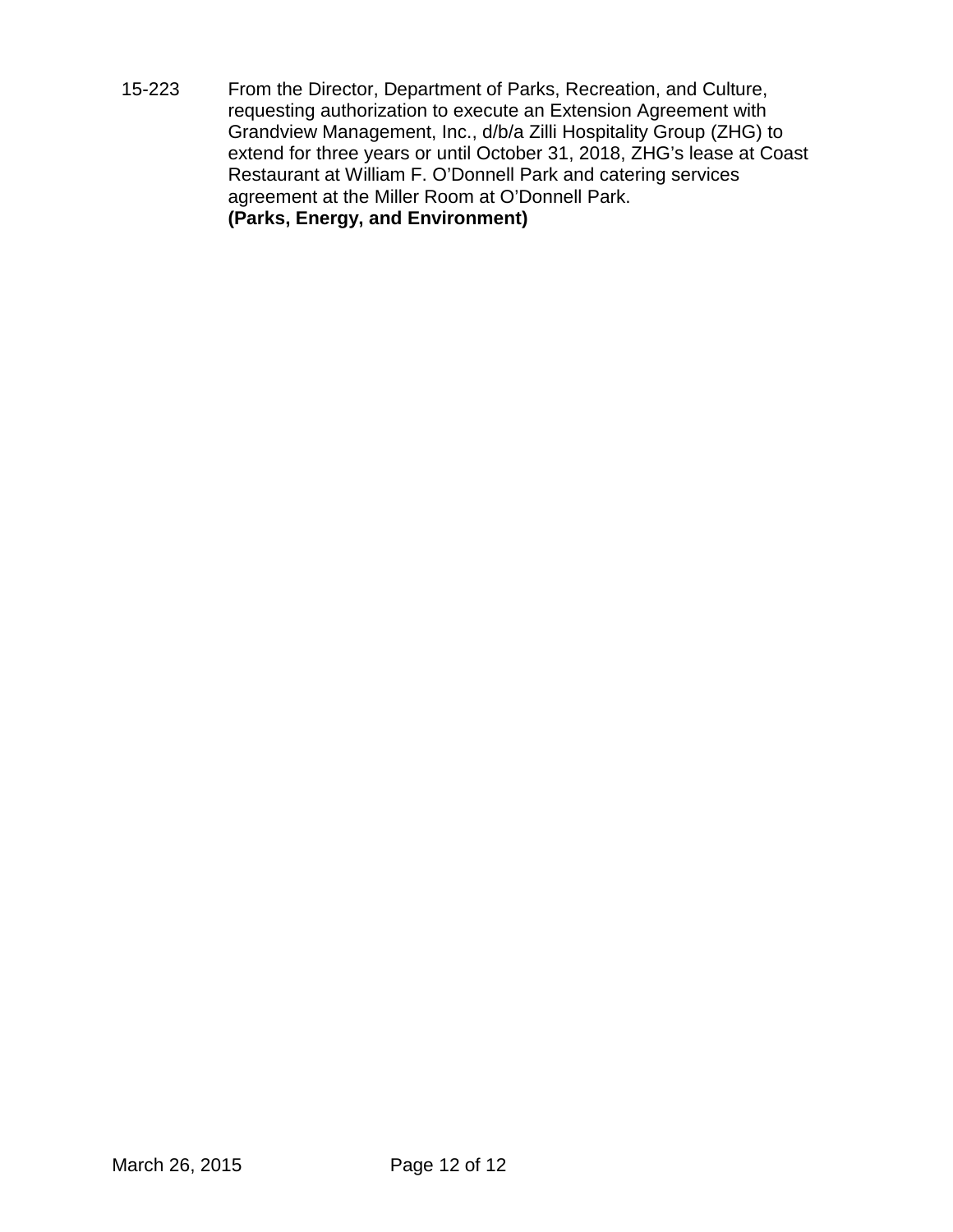15-223 From the Director, Department of Parks, Recreation, and Culture, requesting authorization to execute an Extension Agreement with Grandview Management, Inc., d/b/a Zilli Hospitality Group (ZHG) to extend for three years or until October 31, 2018, ZHG's lease at Coast Restaurant at William F. O'Donnell Park and catering services agreement at the Miller Room at O'Donnell Park.
**(Parks, Energy, and Environment)**